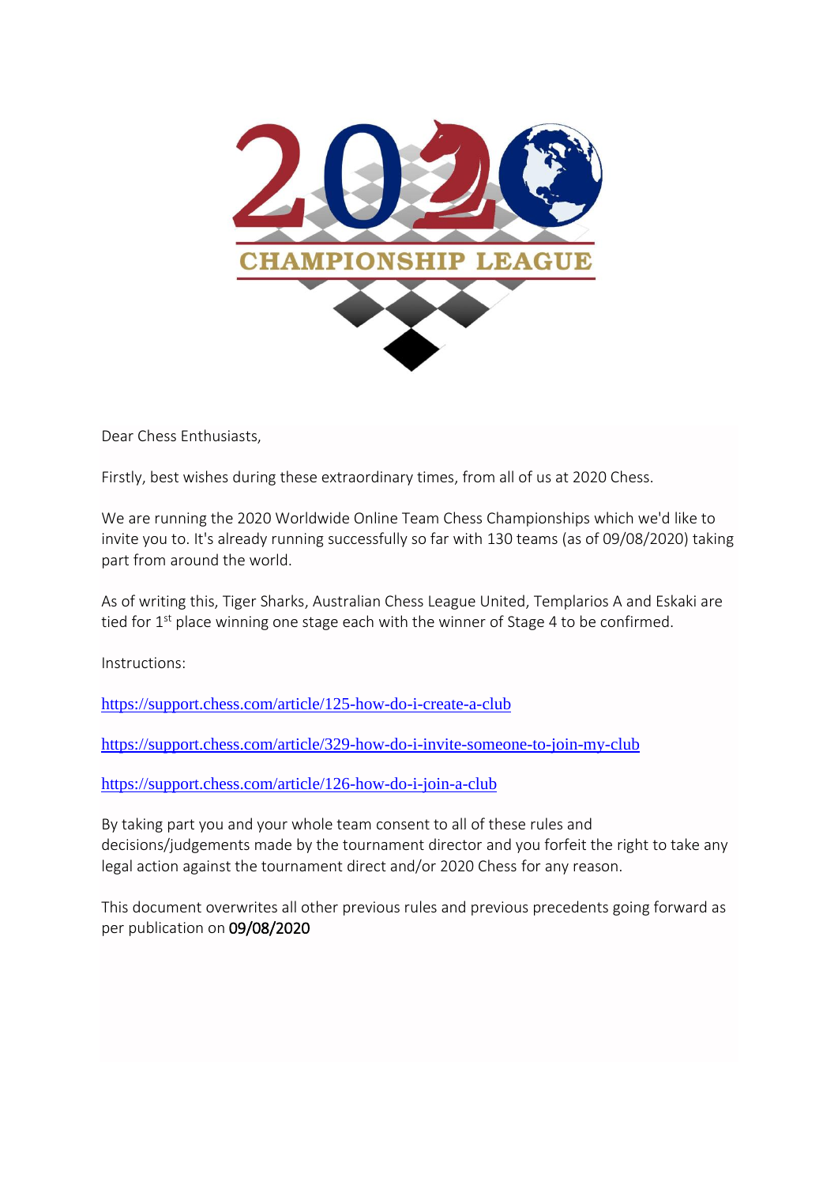2020 CHAMPIONSHIP LEAGUE

Dear Chess Enthusiasts,

Firstly, best wishes during these extraordinary times, from all of us at 2020 Chess.

We are running the 2020 Worldwide Online Team Chess Championships which we'd like to invite you to. It's already running successfully so far with 130 teams (as of 09/08/2020) taking part from around the world.

As of writing this, Tiger Sharks, Australian Chess League United, Templarios A and Eskaki are tied for 1st place winning one stage each with the winner of Stage 4 to be confirmed.

Instructions:

https://support.chess.com/article/125-how-do-i-create-a-club

https://support.chess.com/article/329-how-do-i-invite-someone-to-join-my-club

https://support.chess.com/article/126-how-do-i-join-a-club

By taking part you and your whole team consent to all of these rules and decisions/judgements made by the tournament director and you forfeit the right to take any legal action against the tournament direct and/or 2020 Chess for any reason.

This document overwrites all other previous rules and previous precedents going forward as per publication on 09/08/2020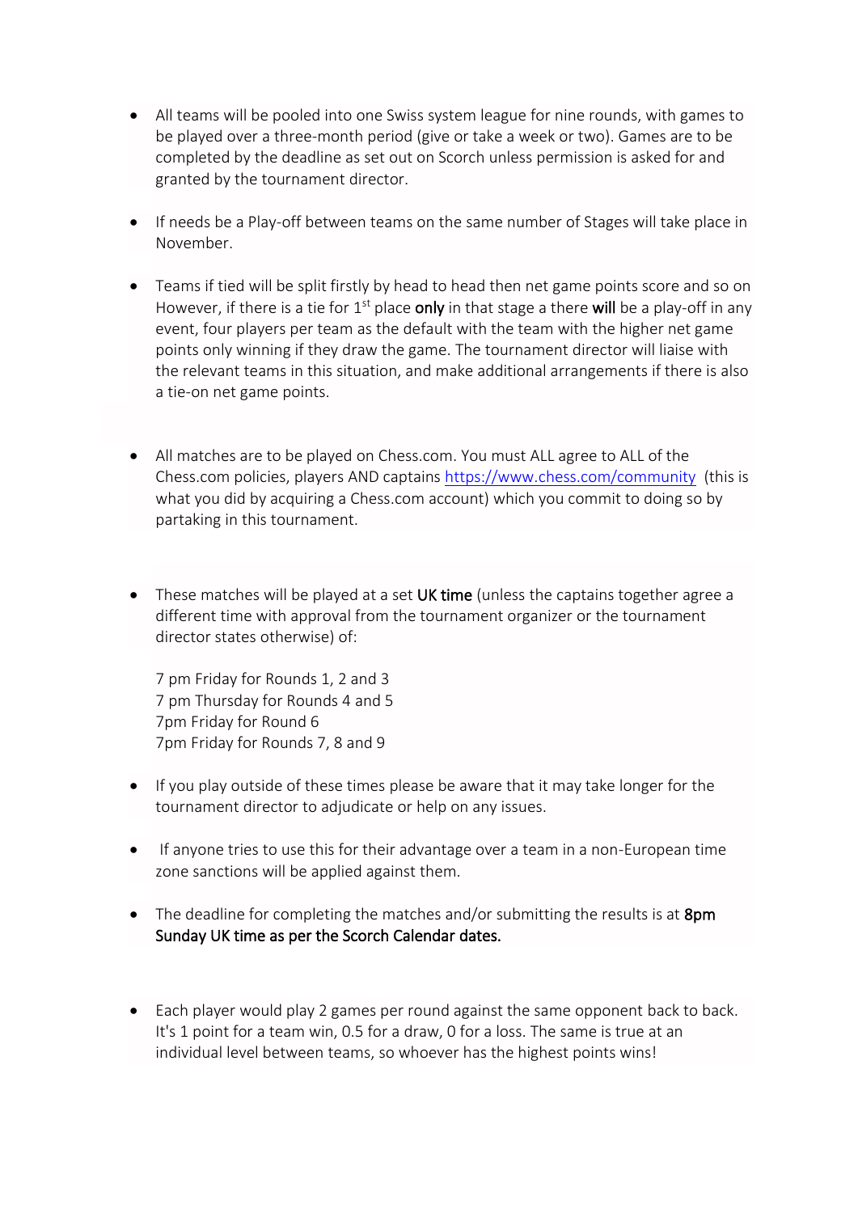- All teams will be pooled into one Swiss system league for nine rounds, with games to be played over a three-month period (give or take a week or two). Games are to be completed by the deadline as set out on Scorch unless permission is asked for and granted by the tournament director.

- If needs be a Play-off between teams on the same number of Stages will take place in November.

- Teams if tied will be split firstly by head to head then net game points score and so on However, if there is a tie for 1st place **only** in that stage a there **will** be a play-off in any event, four players per team as the default with the team with the higher net game points only winning if they draw the game. The tournament director will liaise with the relevant teams in this situation, and make additional arrangements if there is also a tie-on net game points.

- All matches are to be played on Chess.com. You must ALL agree to ALL of the Chess.com policies, players AND captains [https://www.chess.com/community](https://www.chess.com/community) (this is what you did by acquiring a Chess.com account) which you commit to doing so by partaking in this tournament.

- These matches will be played at a set **UK time** (unless the captains together agree a different time with approval from the tournament organizer or the tournament director states otherwise) of:

  7 pm Friday for Rounds 1, 2 and 3
  7 pm Thursday for Rounds 4 and 5
  7pm Friday for Round 6
  7pm Friday for Rounds 7, 8 and 9

- If you play outside of these times please be aware that it may take longer for the tournament director to adjudicate or help on any issues.

- If anyone tries to use this for their advantage over a team in a non-European time zone sanctions will be applied against them.

- The deadline for completing the matches and/or submitting the results is at **8pm Sunday UK time as per the Scorch Calendar dates.**

- Each player would play 2 games per round against the same opponent back to back. It's 1 point for a team win, 0.5 for a draw, 0 for a loss. The same is true at an individual level between teams, so whoever has the highest points wins!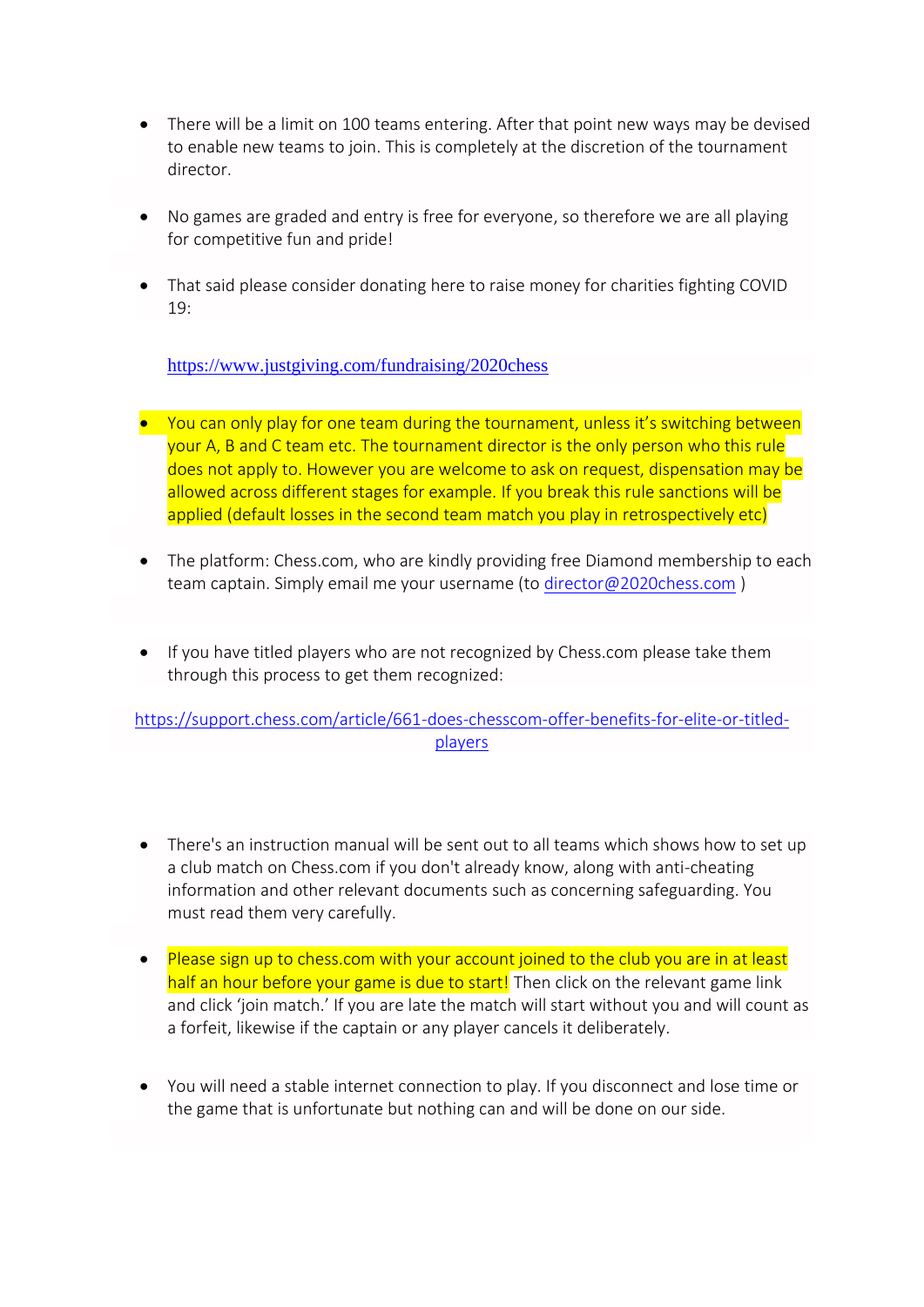- There will be a limit on 100 teams entering. After that point new ways may be devised to enable new teams to join. This is completely at the discretion of the tournament director.

- No games are graded and entry is free for everyone, so therefore we are all playing for competitive fun and pride!

- That said please consider donating here to raise money for charities fighting COVID 19:

  https://www.justgiving.com/fundraising/2020chess

- You can only play for one team during the tournament, unless it's switching between your A, B and C team etc. The tournament director is the only person who this rule does not apply to. However you are welcome to ask on request, dispensation may be allowed across different stages for example. If you break this rule sanctions will be applied (default losses in the second team match you play in retrospectively etc)

- The platform: Chess.com, who are kindly providing free Diamond membership to each team captain. Simply email me your username (to director@2020chess.com )

- If you have titled players who are not recognized by Chess.com please take them through this process to get them recognized:

https://support.chess.com/article/661-does-chesscom-offer-benefits-for-elite-or-titled-players

- There's an instruction manual will be sent out to all teams which shows how to set up a club match on Chess.com if you don't already know, along with anti-cheating information and other relevant documents such as concerning safeguarding. You must read them very carefully.

- Please sign up to chess.com with your account joined to the club you are in at least half an hour before your game is due to start! Then click on the relevant game link and click 'join match.' If you are late the match will start without you and will count as a forfeit, likewise if the captain or any player cancels it deliberately.

- You will need a stable internet connection to play. If you disconnect and lose time or the game that is unfortunate but nothing can and will be done on our side.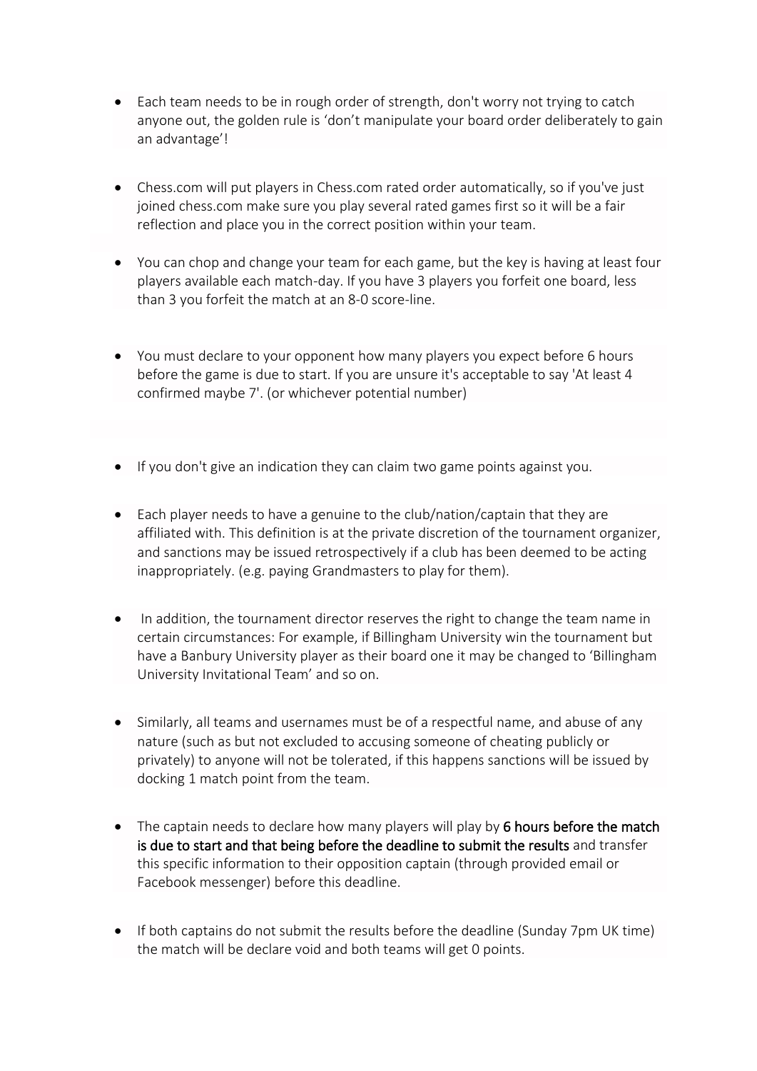- Each team needs to be in rough order of strength, don't worry not trying to catch anyone out, the golden rule is 'don't manipulate your board order deliberately to gain an advantage'!

- Chess.com will put players in Chess.com rated order automatically, so if you've just joined chess.com make sure you play several rated games first so it will be a fair reflection and place you in the correct position within your team.

- You can chop and change your team for each game, but the key is having at least four players available each match-day. If you have 3 players you forfeit one board, less than 3 you forfeit the match at an 8-0 score-line.

- You must declare to your opponent how many players you expect before 6 hours before the game is due to start. If you are unsure it's acceptable to say 'At least 4 confirmed maybe 7'. (or whichever potential number)

- If you don't give an indication they can claim two game points against you.

- Each player needs to have a genuine to the club/nation/captain that they are affiliated with. This definition is at the private discretion of the tournament organizer, and sanctions may be issued retrospectively if a club has been deemed to be acting inappropriately. (e.g. paying Grandmasters to play for them).

- In addition, the tournament director reserves the right to change the team name in certain circumstances: For example, if Billingham University win the tournament but have a Banbury University player as their board one it may be changed to 'Billingham University Invitational Team' and so on.

- Similarly, all teams and usernames must be of a respectful name, and abuse of any nature (such as but not excluded to accusing someone of cheating publicly or privately) to anyone will not be tolerated, if this happens sanctions will be issued by docking 1 match point from the team.

- The captain needs to declare how many players will play by **6 hours before the match is due to start and that being before the deadline to submit the results** and transfer this specific information to their opposition captain (through provided email or Facebook messenger) before this deadline.

- If both captains do not submit the results before the deadline (Sunday 7pm UK time) the match will be declare void and both teams will get 0 points.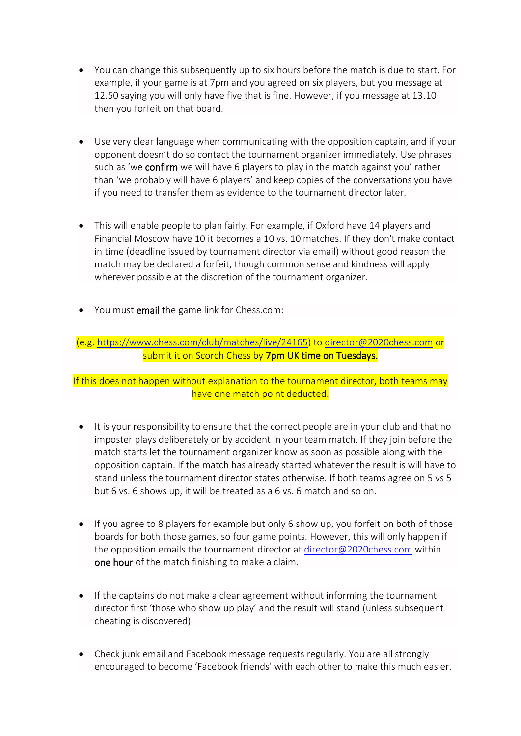- You can change this subsequently up to six hours before the match is due to start. For example, if your game is at 7pm and you agreed on six players, but you message at 12.50 saying you will only have five that is fine. However, if you message at 13.10 then you forfeit on that board.

- Use very clear language when communicating with the opposition captain, and if your opponent doesn't do so contact the tournament organizer immediately. Use phrases such as 'we **confirm** we will have 6 players to play in the match against you' rather than 'we probably will have 6 players' and keep copies of the conversations you have if you need to transfer them as evidence to the tournament director later.

- This will enable people to plan fairly. For example, if Oxford have 14 players and Financial Moscow have 10 it becomes a 10 vs. 10 matches. If they don't make contact in time (deadline issued by tournament director via email) without good reason the match may be declared a forfeit, though common sense and kindness will apply wherever possible at the discretion of the tournament organizer.

- You must **email** the game link for Chess.com:

(e.g. https://www.chess.com/club/matches/live/24165) to director@2020chess.com or submit it on Scorch Chess by **7pm UK time on Tuesdays.**

If this does not happen without explanation to the tournament director, both teams may have one match point deducted.

- It is your responsibility to ensure that the correct people are in your club and that no imposter plays deliberately or by accident in your team match. If they join before the match starts let the tournament organizer know as soon as possible along with the opposition captain. If the match has already started whatever the result is will have to stand unless the tournament director states otherwise. If both teams agree on 5 vs 5 but 6 vs. 6 shows up, it will be treated as a 6 vs. 6 match and so on.

- If you agree to 8 players for example but only 6 show up, you forfeit on both of those boards for both those games, so four game points. However, this will only happen if the opposition emails the tournament director at director@2020chess.com within **one hour** of the match finishing to make a claim.

- If the captains do not make a clear agreement without informing the tournament director first 'those who show up play' and the result will stand (unless subsequent cheating is discovered)

- Check junk email and Facebook message requests regularly. You are all strongly encouraged to become 'Facebook friends' with each other to make this much easier.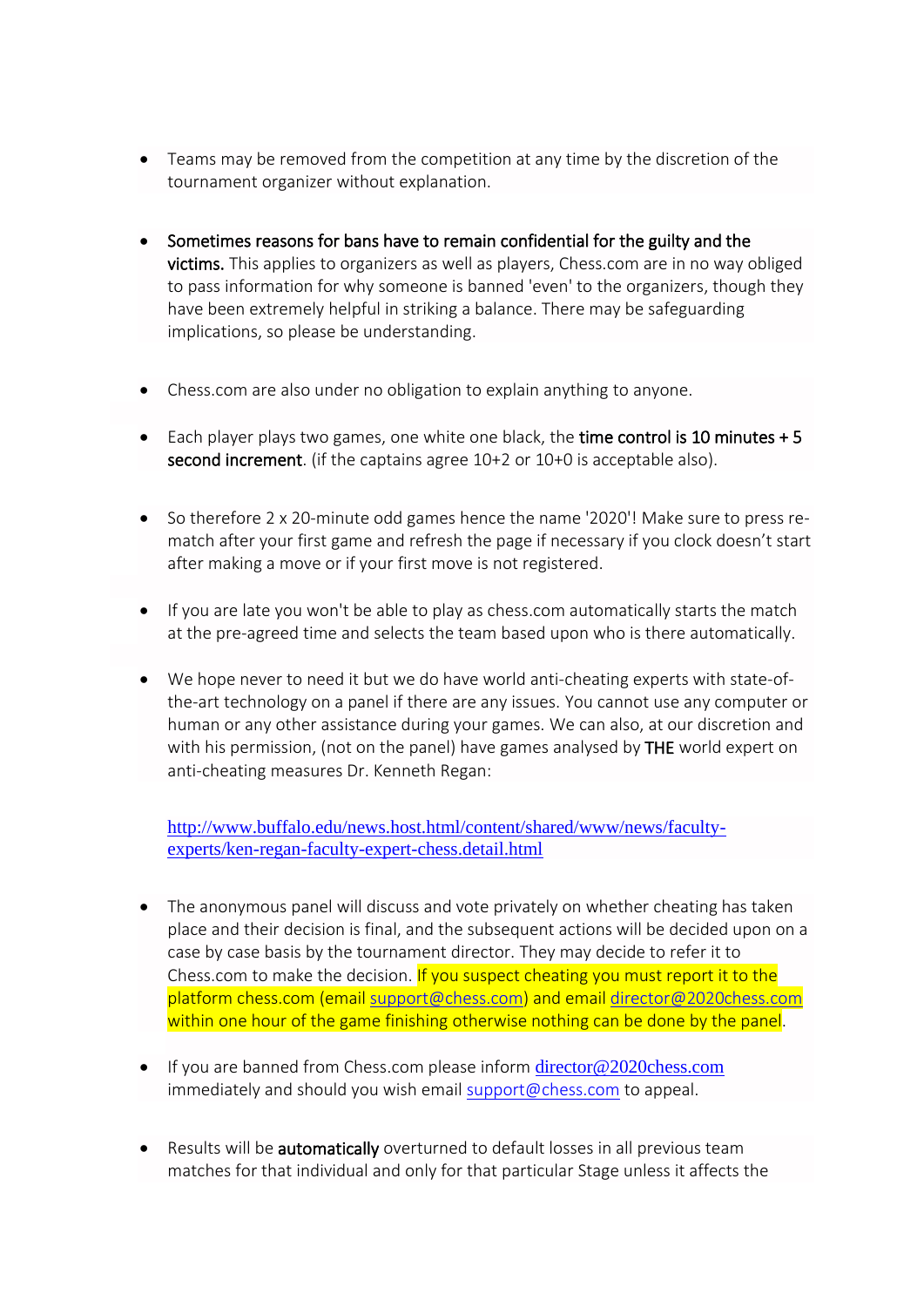- Teams may be removed from the competition at any time by the discretion of the tournament organizer without explanation.

- **Sometimes reasons for bans have to remain confidential for the guilty and the victims.** This applies to organizers as well as players, Chess.com are in no way obliged to pass information for why someone is banned 'even' to the organizers, though they have been extremely helpful in striking a balance. There may be safeguarding implications, so please be understanding.

- Chess.com are also under no obligation to explain anything to anyone.

- Each player plays two games, one white one black, the **time control is 10 minutes + 5 second increment**. (if the captains agree 10+2 or 10+0 is acceptable also).

- So therefore 2 x 20-minute odd games hence the name '2020'! Make sure to press re-match after your first game and refresh the page if necessary if you clock doesn't start after making a move or if your first move is not registered.

- If you are late you won't be able to play as chess.com automatically starts the match at the pre-agreed time and selects the team based upon who is there automatically.

- We hope never to need it but we do have world anti-cheating experts with state-of-the-art technology on a panel if there are any issues. You cannot use any computer or human or any other assistance during your games. We can also, at our discretion and with his permission, (not on the panel) have games analysed by **THE** world expert on anti-cheating measures Dr. Kenneth Regan:

  http://www.buffalo.edu/news.host.html/content/shared/www/news/faculty-experts/ken-regan-faculty-expert-chess.detail.html

- The anonymous panel will discuss and vote privately on whether cheating has taken place and their decision is final, and the subsequent actions will be decided upon on a case by case basis by the tournament director. They may decide to refer it to Chess.com to make the decision. If you suspect cheating you must report it to the platform chess.com (email support@chess.com) and email director@2020chess.com within one hour of the game finishing otherwise nothing can be done by the panel.

- If you are banned from Chess.com please inform director@2020chess.com immediately and should you wish email support@chess.com to appeal.

- Results will be **automatically** overturned to default losses in all previous team matches for that individual and only for that particular Stage unless it affects the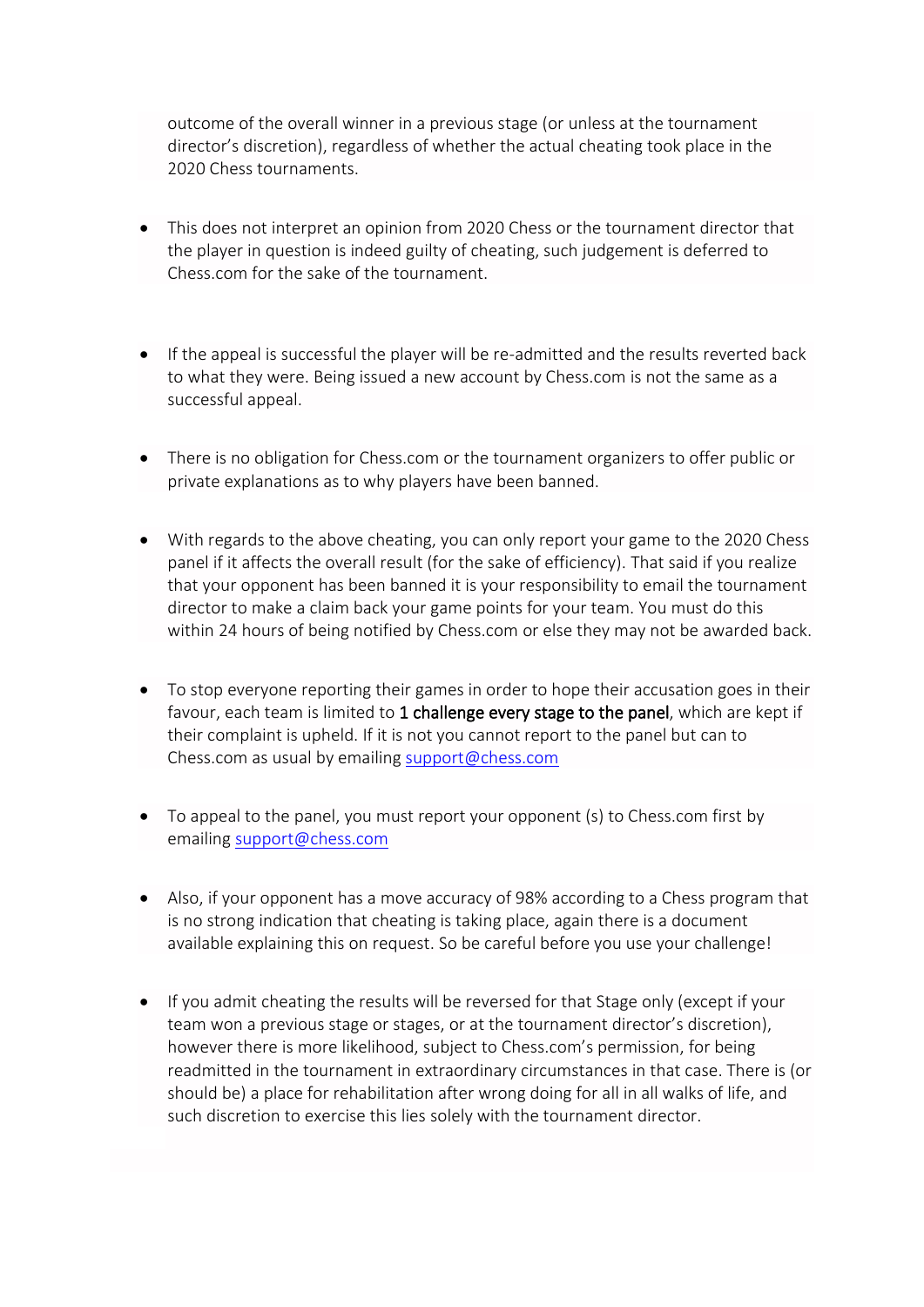outcome of the overall winner in a previous stage (or unless at the tournament director's discretion), regardless of whether the actual cheating took place in the 2020 Chess tournaments.

- This does not interpret an opinion from 2020 Chess or the tournament director that the player in question is indeed guilty of cheating, such judgement is deferred to Chess.com for the sake of the tournament.

- If the appeal is successful the player will be re-admitted and the results reverted back to what they were. Being issued a new account by Chess.com is not the same as a successful appeal.

- There is no obligation for Chess.com or the tournament organizers to offer public or private explanations as to why players have been banned.

- With regards to the above cheating, you can only report your game to the 2020 Chess panel if it affects the overall result (for the sake of efficiency). That said if you realize that your opponent has been banned it is your responsibility to email the tournament director to make a claim back your game points for your team. You must do this within 24 hours of being notified by Chess.com or else they may not be awarded back.

- To stop everyone reporting their games in order to hope their accusation goes in their favour, each team is limited to 1 challenge every stage to the panel, which are kept if their complaint is upheld. If it is not you cannot report to the panel but can to Chess.com as usual by emailing support@chess.com

- To appeal to the panel, you must report your opponent (s) to Chess.com first by emailing support@chess.com

- Also, if your opponent has a move accuracy of 98% according to a Chess program that is no strong indication that cheating is taking place, again there is a document available explaining this on request. So be careful before you use your challenge!

- If you admit cheating the results will be reversed for that Stage only (except if your team won a previous stage or stages, or at the tournament director's discretion), however there is more likelihood, subject to Chess.com's permission, for being readmitted in the tournament in extraordinary circumstances in that case. There is (or should be) a place for rehabilitation after wrong doing for all in all walks of life, and such discretion to exercise this lies solely with the tournament director.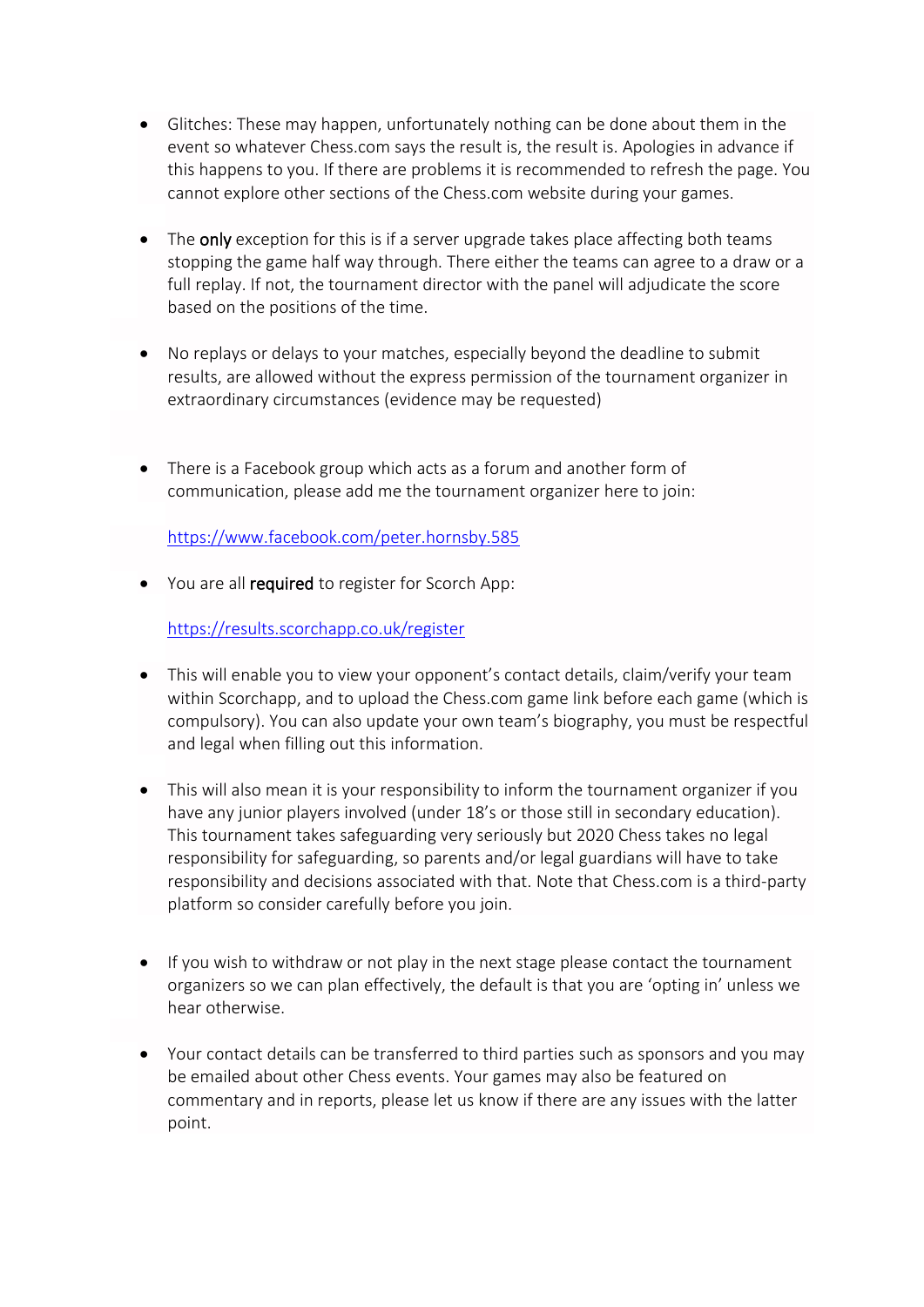- Glitches: These may happen, unfortunately nothing can be done about them in the event so whatever Chess.com says the result is, the result is. Apologies in advance if this happens to you. If there are problems it is recommended to refresh the page. You cannot explore other sections of the Chess.com website during your games.

- The **only** exception for this is if a server upgrade takes place affecting both teams stopping the game half way through. There either the teams can agree to a draw or a full replay. If not, the tournament director with the panel will adjudicate the score based on the positions of the time.

- No replays or delays to your matches, especially beyond the deadline to submit results, are allowed without the express permission of the tournament organizer in extraordinary circumstances (evidence may be requested)

- There is a Facebook group which acts as a forum and another form of communication, please add me the tournament organizer here to join:

  [https://www.facebook.com/peter.hornsby.585](https://www.facebook.com/peter.hornsby.585)

- You are all **required** to register for Scorch App:

  [https://results.scorchapp.co.uk/register](https://results.scorchapp.co.uk/register)

- This will enable you to view your opponent's contact details, claim/verify your team within Scorchapp, and to upload the Chess.com game link before each game (which is compulsory). You can also update your own team's biography, you must be respectful and legal when filling out this information.

- This will also mean it is your responsibility to inform the tournament organizer if you have any junior players involved (under 18's or those still in secondary education). This tournament takes safeguarding very seriously but 2020 Chess takes no legal responsibility for safeguarding, so parents and/or legal guardians will have to take responsibility and decisions associated with that. Note that Chess.com is a third-party platform so consider carefully before you join.

- If you wish to withdraw or not play in the next stage please contact the tournament organizers so we can plan effectively, the default is that you are 'opting in' unless we hear otherwise.

- Your contact details can be transferred to third parties such as sponsors and you may be emailed about other Chess events. Your games may also be featured on commentary and in reports, please let us know if there are any issues with the latter point.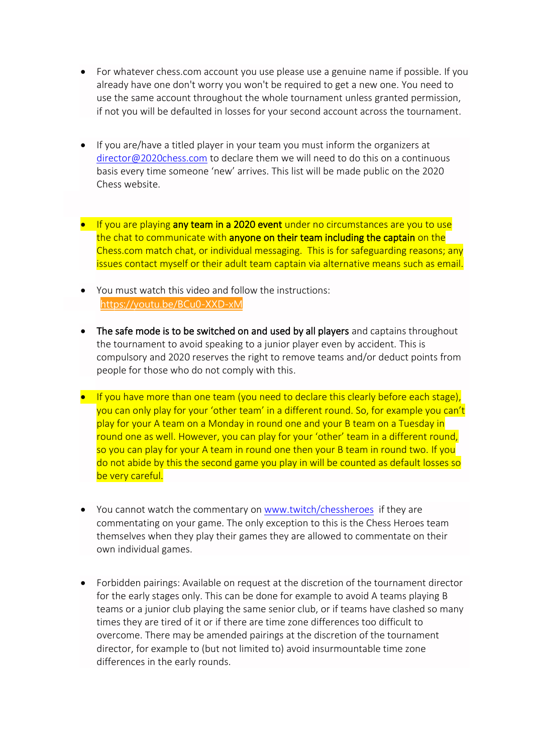- For whatever chess.com account you use please use a genuine name if possible. If you already have one don't worry you won't be required to get a new one. You need to use the same account throughout the whole tournament unless granted permission, if not you will be defaulted in losses for your second account across the tournament.

- If you are/have a titled player in your team you must inform the organizers at director@2020chess.com to declare them we will need to do this on a continuous basis every time someone 'new' arrives. This list will be made public on the 2020 Chess website.

- If you are playing **any team in a 2020 event** under no circumstances are you to use the chat to communicate with **anyone on their team including the captain** on the Chess.com match chat, or individual messaging. This is for safeguarding reasons; any issues contact myself or their adult team captain via alternative means such as email.

- You must watch this video and follow the instructions: https://youtu.be/BCu0-XXD-xM

- **The safe mode is to be switched on and used by all players** and captains throughout the tournament to avoid speaking to a junior player even by accident. This is compulsory and 2020 reserves the right to remove teams and/or deduct points from people for those who do not comply with this.

- If you have more than one team (you need to declare this clearly before each stage), you can only play for your 'other team' in a different round. So, for example you can't play for your A team on a Monday in round one and your B team on a Tuesday in round one as well. However, you can play for your 'other' team in a different round, so you can play for your A team in round one then your B team in round two. If you do not abide by this the second game you play in will be counted as default losses so be very careful.

- You cannot watch the commentary on www.twitch/chessheroes if they are commentating on your game. The only exception to this is the Chess Heroes team themselves when they play their games they are allowed to commentate on their own individual games.

- Forbidden pairings: Available on request at the discretion of the tournament director for the early stages only. This can be done for example to avoid A teams playing B teams or a junior club playing the same senior club, or if teams have clashed so many times they are tired of it or if there are time zone differences too difficult to overcome. There may be amended pairings at the discretion of the tournament director, for example to (but not limited to) avoid insurmountable time zone differences in the early rounds.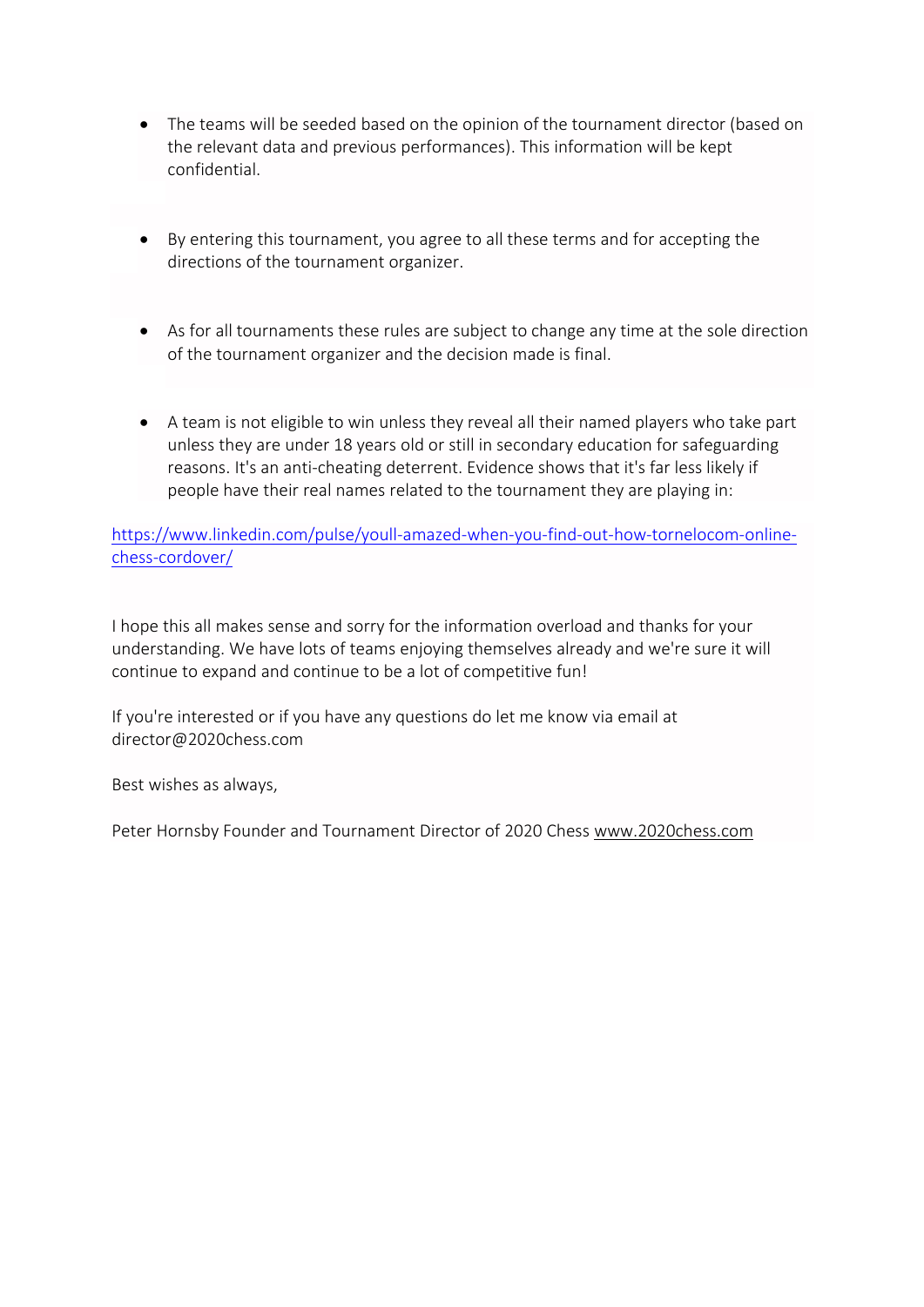- The teams will be seeded based on the opinion of the tournament director (based on the relevant data and previous performances). This information will be kept confidential.

- By entering this tournament, you agree to all these terms and for accepting the directions of the tournament organizer.

- As for all tournaments these rules are subject to change any time at the sole direction of the tournament organizer and the decision made is final.

- A team is not eligible to win unless they reveal all their named players who take part unless they are under 18 years old or still in secondary education for safeguarding reasons. It's an anti-cheating deterrent. Evidence shows that it's far less likely if people have their real names related to the tournament they are playing in:

https://www.linkedin.com/pulse/youll-amazed-when-you-find-out-how-tornelocom-online-chess-cordover/

I hope this all makes sense and sorry for the information overload and thanks for your understanding. We have lots of teams enjoying themselves already and we're sure it will continue to expand and continue to be a lot of competitive fun!

If you're interested or if you have any questions do let me know via email at director@2020chess.com

Best wishes as always,

Peter Hornsby Founder and Tournament Director of 2020 Chess www.2020chess.com